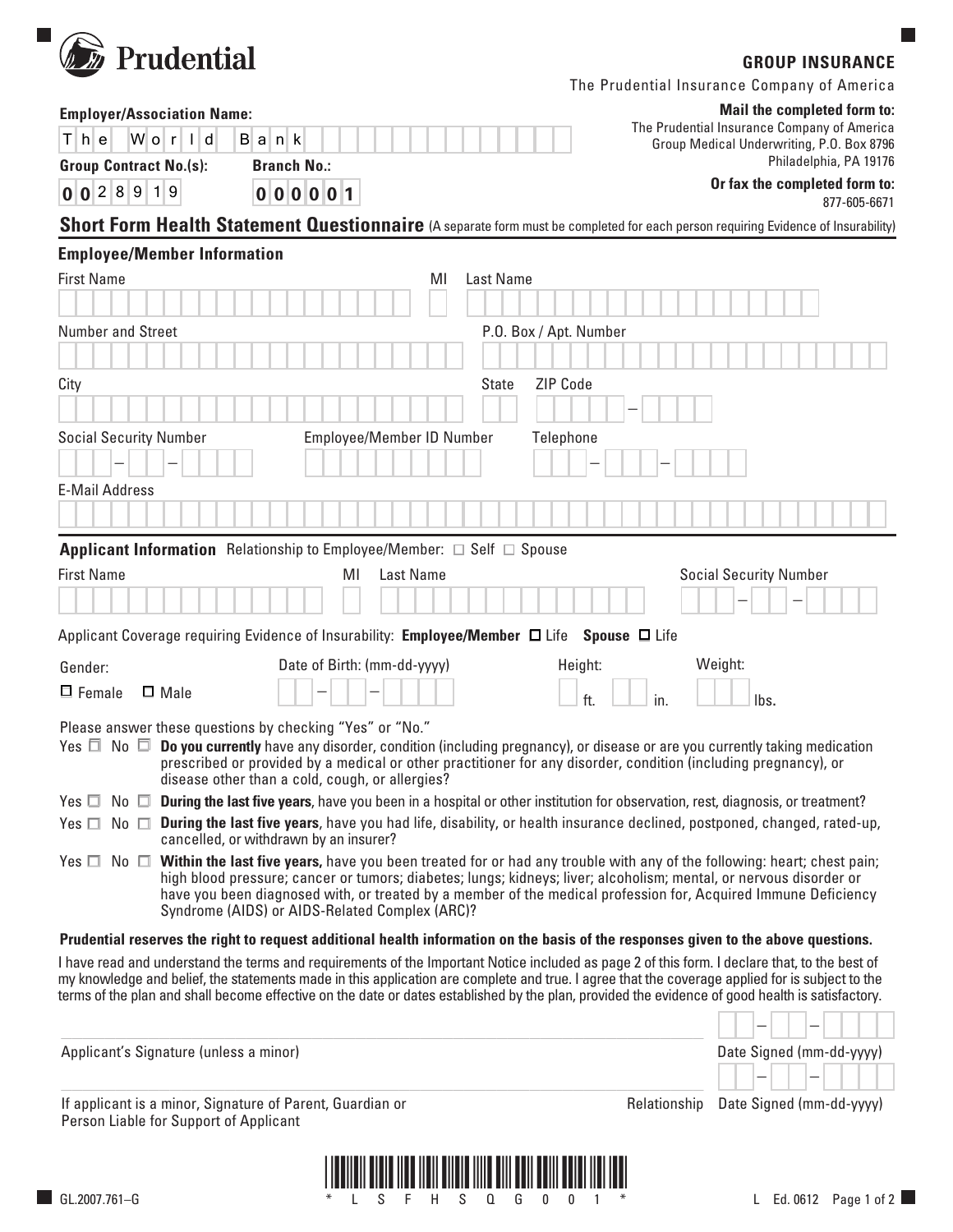**Prudential**

**GROUP INSURANCE**

The Prudential Insurance Company of America

**Employer/Association Name:** The World Bank

**Group Contract No.(s):** 0028919

**Branch No.:** 000001

**Mail the completed form to:**
The Prudential Insurance Company of America
Group Medical Underwriting, P.O. Box 8796
Philadelphia, PA 19176

**Or fax the completed form to:**
877-605-6671

## Short Form Health Statement Questionnaire (A separate form must be completed for each person requiring Evidence of Insurability)

### Employee/Member Information

First Name | MI | Last Name

Number and Street | P.O. Box / Apt. Number

City | State | ZIP Code

Social Security Number | Employee/Member ID Number | Telephone

E-Mail Address

### Applicant Information

Relationship to Employee/Member: ☐ Self ☐ Spouse

First Name | MI | Last Name | Social Security Number

Applicant Coverage requiring Evidence of Insurability: **Employee/Member** ☐ Life **Spouse** ☐ Life

Gender: ☐ Female ☐ Male

Date of Birth: (mm-dd-yyyy)

Height: ___ ft. ___ in.

Weight: ___ lbs.

Please answer these questions by checking "Yes" or "No."

- Yes ☐ No ☐ **Do you currently** have any disorder, condition (including pregnancy), or disease or are you currently taking medication prescribed or provided by a medical or other practitioner for any disorder, condition (including pregnancy), or disease other than a cold, cough, or allergies?
- Yes ☐ No ☐ **During the last five years**, have you been in a hospital or other institution for observation, rest, diagnosis, or treatment?
- Yes ☐ No ☐ **During the last five years**, have you had life, disability, or health insurance declined, postponed, changed, rated-up, cancelled, or withdrawn by an insurer?
- Yes ☐ No ☐ **Within the last five years,** have you been treated for or had any trouble with any of the following: heart; chest pain; high blood pressure; cancer or tumors; diabetes; lungs; kidneys; liver; alcoholism; mental, or nervous disorder or have you been diagnosed with, or treated by a member of the medical profession for, Acquired Immune Deficiency Syndrome (AIDS) or AIDS-Related Complex (ARC)?

**Prudential reserves the right to request additional health information on the basis of the responses given to the above questions.**

I have read and understand the terms and requirements of the Important Notice included as page 2 of this form. I declare that, to the best of my knowledge and belief, the statements made in this application are complete and true. I agree that the coverage applied for is subject to the terms of the plan and shall become effective on the date or dates established by the plan, provided the evidence of good health is satisfactory.

Applicant's Signature (unless a minor) | Date Signed (mm-dd-yyyy)

If applicant is a minor, Signature of Parent, Guardian or Person Liable for Support of Applicant | Relationship | Date Signed (mm-dd-yyyy)

\* L S F H S Q G 0 0 1 \*

GL.2007.761–G  L Ed. 0612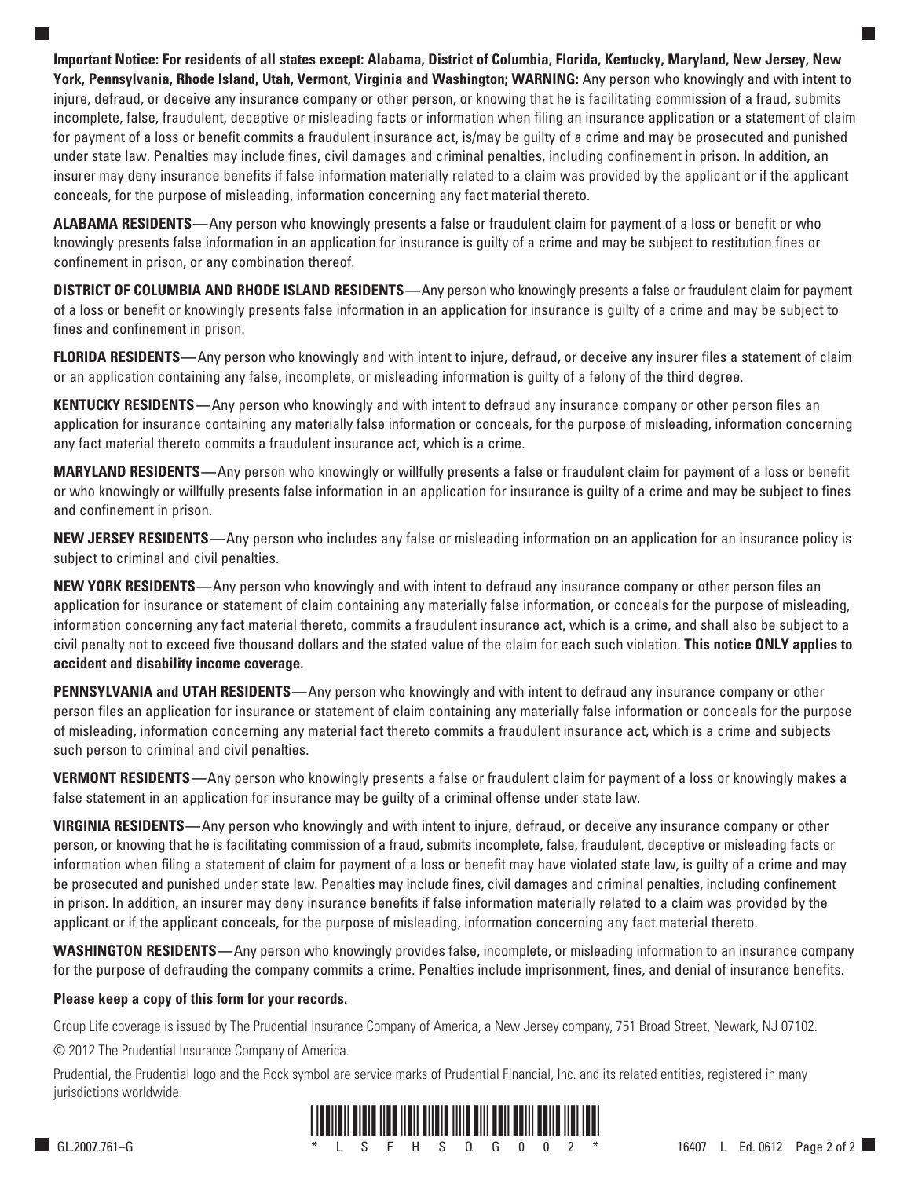**Important Notice: For residents of all states except: Alabama, District of Columbia, Florida, Kentucky, Maryland, New Jersey, New York, Pennsylvania, Rhode Island, Utah, Vermont, Virginia and Washington; WARNING:** Any person who knowingly and with intent to injure, defraud, or deceive any insurance company or other person, or knowing that he is facilitating commission of a fraud, submits incomplete, false, fraudulent, deceptive or misleading facts or information when filing an insurance application or a statement of claim for payment of a loss or benefit commits a fraudulent insurance act, is/may be guilty of a crime and may be prosecuted and punished under state law. Penalties may include fines, civil damages and criminal penalties, including confinement in prison. In addition, an insurer may deny insurance benefits if false information materially related to a claim was provided by the applicant or if the applicant conceals, for the purpose of misleading, information concerning any fact material thereto.

**ALABAMA RESIDENTS**—Any person who knowingly presents a false or fraudulent claim for payment of a loss or benefit or who knowingly presents false information in an application for insurance is guilty of a crime and may be subject to restitution fines or confinement in prison, or any combination thereof.

**DISTRICT OF COLUMBIA AND RHODE ISLAND RESIDENTS**—Any person who knowingly presents a false or fraudulent claim for payment of a loss or benefit or knowingly presents false information in an application for insurance is guilty of a crime and may be subject to fines and confinement in prison.

**FLORIDA RESIDENTS**—Any person who knowingly and with intent to injure, defraud, or deceive any insurer files a statement of claim or an application containing any false, incomplete, or misleading information is guilty of a felony of the third degree.

**KENTUCKY RESIDENTS**—Any person who knowingly and with intent to defraud any insurance company or other person files an application for insurance containing any materially false information or conceals, for the purpose of misleading, information concerning any fact material thereto commits a fraudulent insurance act, which is a crime.

**MARYLAND RESIDENTS**—Any person who knowingly or willfully presents a false or fraudulent claim for payment of a loss or benefit or who knowingly or willfully presents false information in an application for insurance is guilty of a crime and may be subject to fines and confinement in prison.

**NEW JERSEY RESIDENTS**—Any person who includes any false or misleading information on an application for an insurance policy is subject to criminal and civil penalties.

**NEW YORK RESIDENTS**—Any person who knowingly and with intent to defraud any insurance company or other person files an application for insurance or statement of claim containing any materially false information, or conceals for the purpose of misleading, information concerning any fact material thereto, commits a fraudulent insurance act, which is a crime, and shall also be subject to a civil penalty not to exceed five thousand dollars and the stated value of the claim for each such violation. **This notice ONLY applies to accident and disability income coverage.**

**PENNSYLVANIA and UTAH RESIDENTS**—Any person who knowingly and with intent to defraud any insurance company or other person files an application for insurance or statement of claim containing any materially false information or conceals for the purpose of misleading, information concerning any material fact thereto commits a fraudulent insurance act, which is a crime and subjects such person to criminal and civil penalties.

**VERMONT RESIDENTS**—Any person who knowingly presents a false or fraudulent claim for payment of a loss or knowingly makes a false statement in an application for insurance may be guilty of a criminal offense under state law.

**VIRGINIA RESIDENTS**—Any person who knowingly and with intent to injure, defraud, or deceive any insurance company or other person, or knowing that he is facilitating commission of a fraud, submits incomplete, false, fraudulent, deceptive or misleading facts or information when filing a statement of claim for payment of a loss or benefit may have violated state law, is guilty of a crime and may be prosecuted and punished under state law. Penalties may include fines, civil damages and criminal penalties, including confinement in prison. In addition, an insurer may deny insurance benefits if false information materially related to a claim was provided by the applicant or if the applicant conceals, for the purpose of misleading, information concerning any fact material thereto.

**WASHINGTON RESIDENTS**—Any person who knowingly provides false, incomplete, or misleading information to an insurance company for the purpose of defrauding the company commits a crime. Penalties include imprisonment, fines, and denial of insurance benefits.

**Please keep a copy of this form for your records.**

Group Life coverage is issued by The Prudential Insurance Company of America, a New Jersey company, 751 Broad Street, Newark, NJ 07102.

© 2012 The Prudential Insurance Company of America.

Prudential, the Prudential logo and the Rock symbol are service marks of Prudential Financial, Inc. and its related entities, registered in many jurisdictions worldwide.

GL.2007.761–G

\* L S F H S Q G 0 0 2 \*

16407 L Ed. 0612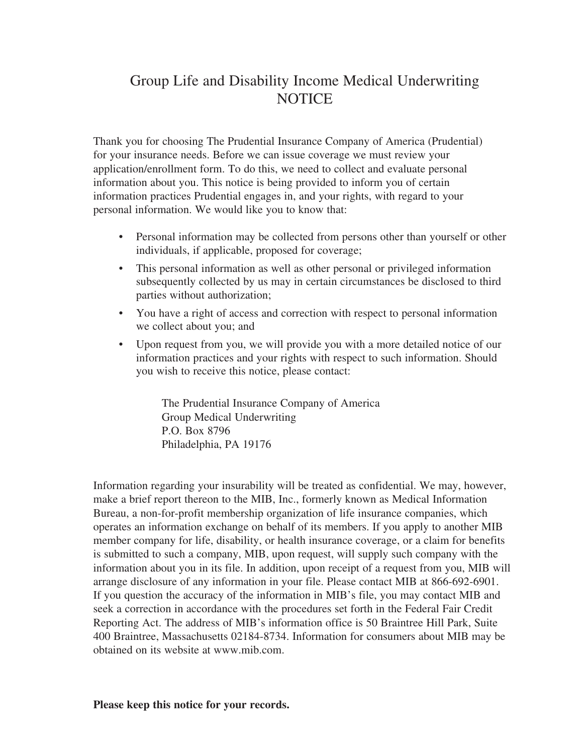# Group Life and Disability Income Medical Underwriting NOTICE

Thank you for choosing The Prudential Insurance Company of America (Prudential) for your insurance needs. Before we can issue coverage we must review your application/enrollment form. To do this, we need to collect and evaluate personal information about you. This notice is being provided to inform you of certain information practices Prudential engages in, and your rights, with regard to your personal information. We would like you to know that:

- Personal information may be collected from persons other than yourself or other individuals, if applicable, proposed for coverage;
- This personal information as well as other personal or privileged information subsequently collected by us may in certain circumstances be disclosed to third parties without authorization;
- You have a right of access and correction with respect to personal information we collect about you; and
- Upon request from you, we will provide you with a more detailed notice of our information practices and your rights with respect to such information. Should you wish to receive this notice, please contact:

  The Prudential Insurance Company of America
  Group Medical Underwriting
  P.O. Box 8796
  Philadelphia, PA 19176

Information regarding your insurability will be treated as confidential. We may, however, make a brief report thereon to the MIB, Inc., formerly known as Medical Information Bureau, a non-for-profit membership organization of life insurance companies, which operates an information exchange on behalf of its members. If you apply to another MIB member company for life, disability, or health insurance coverage, or a claim for benefits is submitted to such a company, MIB, upon request, will supply such company with the information about you in its file. In addition, upon receipt of a request from you, MIB will arrange disclosure of any information in your file. Please contact MIB at 866-692-6901. If you question the accuracy of the information in MIB's file, you may contact MIB and seek a correction in accordance with the procedures set forth in the Federal Fair Credit Reporting Act. The address of MIB's information office is 50 Braintree Hill Park, Suite 400 Braintree, Massachusetts 02184-8734. Information for consumers about MIB may be obtained on its website at www.mib.com.

**Please keep this notice for your records.**